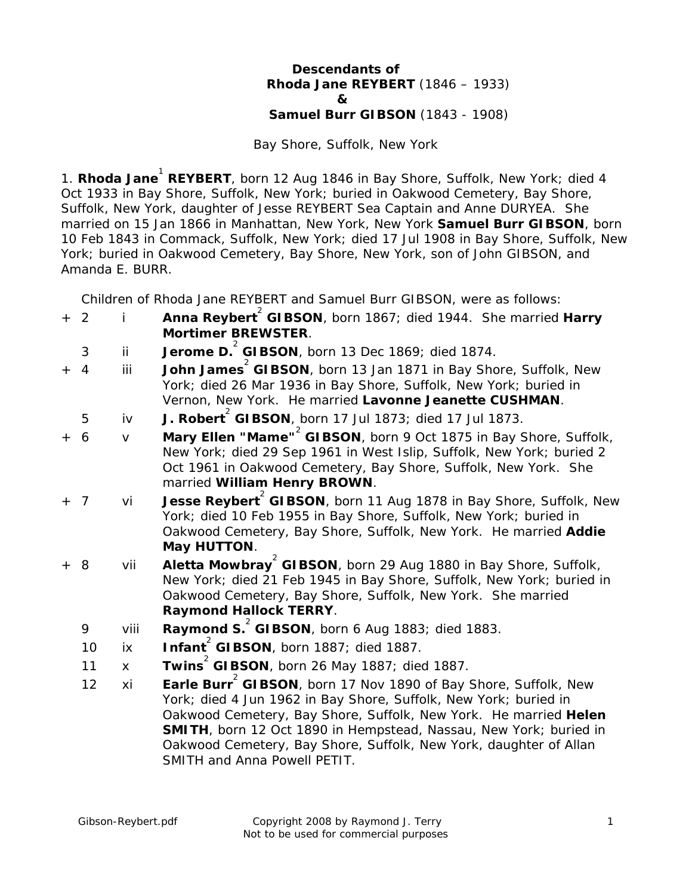# Descendants of Rhoda Jane REYBERT (1846 – 1933) & Samuel Burr GIBSON (1843 - 1908)

Bay Shore, Suffolk, New York

1. **Rhoda Jane**[1] **REYBERT**, born 12 Aug 1846 in Bay Shore, Suffolk, New York; died 4 Oct 1933 in Bay Shore, Suffolk, New York; buried in Oakwood Cemetery, Bay Shore, Suffolk, New York, daughter of Jesse REYBERT Sea Captain and Anne DURYEA. She married on 15 Jan 1866 in Manhattan, New York, New York **Samuel Burr GIBSON**, born 10 Feb 1843 in Commack, Suffolk, New York; died 17 Jul 1908 in Bay Shore, Suffolk, New York; buried in Oakwood Cemetery, Bay Shore, New York, son of John GIBSON, and Amanda E. BURR.

Children of Rhoda Jane REYBERT and Samuel Burr GIBSON, were as follows:

- \+ 2 i **Anna Reybert**[2] **GIBSON**, born 1867; died 1944. She married **Harry Mortimer BREWSTER**.
- 3 ii **Jerome D.**[2] **GIBSON**, born 13 Dec 1869; died 1874.
- \+ 4 iii **John James**[2] **GIBSON**, born 13 Jan 1871 in Bay Shore, Suffolk, New York; died 26 Mar 1936 in Bay Shore, Suffolk, New York; buried in Vernon, New York. He married **Lavonne Jeanette CUSHMAN**.
- 5 iv **J. Robert**[2] **GIBSON**, born 17 Jul 1873; died 17 Jul 1873.
- \+ 6 v **Mary Ellen "Mame"**[2] **GIBSON**, born 9 Oct 1875 in Bay Shore, Suffolk, New York; died 29 Sep 1961 in West Islip, Suffolk, New York; buried 2 Oct 1961 in Oakwood Cemetery, Bay Shore, Suffolk, New York. She married **William Henry BROWN**.
- \+ 7 vi **Jesse Reybert**[2] **GIBSON**, born 11 Aug 1878 in Bay Shore, Suffolk, New York; died 10 Feb 1955 in Bay Shore, Suffolk, New York; buried in Oakwood Cemetery, Bay Shore, Suffolk, New York. He married **Addie May HUTTON**.
- \+ 8 vii **Aletta Mowbray**[2] **GIBSON**, born 29 Aug 1880 in Bay Shore, Suffolk, New York; died 21 Feb 1945 in Bay Shore, Suffolk, New York; buried in Oakwood Cemetery, Bay Shore, Suffolk, New York. She married **Raymond Hallock TERRY**.
- 9 viii **Raymond S.**[2] **GIBSON**, born 6 Aug 1883; died 1883.
- 10 ix **Infant**[2] **GIBSON**, born 1887; died 1887.
- 11 x **Twins**[2] **GIBSON**, born 26 May 1887; died 1887.
- 12 xi **Earle Burr**[2] **GIBSON**, born 17 Nov 1890 of Bay Shore, Suffolk, New York; died 4 Jun 1962 in Bay Shore, Suffolk, New York; buried in Oakwood Cemetery, Bay Shore, Suffolk, New York. He married **Helen SMITH**, born 12 Oct 1890 in Hempstead, Nassau, New York; buried in Oakwood Cemetery, Bay Shore, Suffolk, New York, daughter of Allan SMITH and Anna Powell PETIT.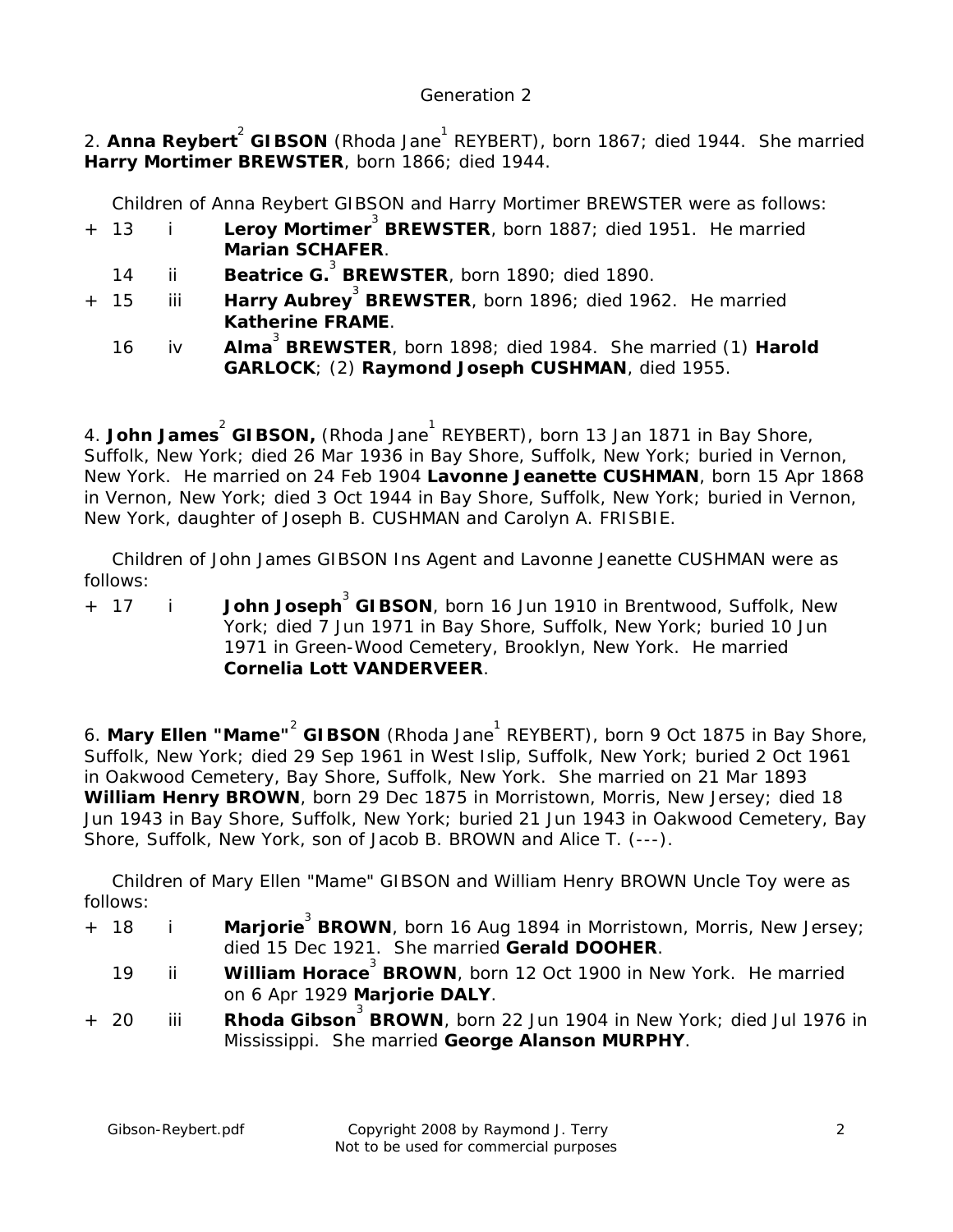Generation 2

2. **Anna Reybert**[2] **GIBSON** (Rhoda Jane[1] REYBERT), born 1867; died 1944. She married **Harry Mortimer BREWSTER**, born 1866; died 1944.

Children of Anna Reybert GIBSON and Harry Mortimer BREWSTER were as follows:

+ 13 i **Leroy Mortimer**[3] **BREWSTER**, born 1887; died 1951. He married **Marian SCHAFER**.
  14 ii **Beatrice G.**[3] **BREWSTER**, born 1890; died 1890.
+ 15 iii **Harry Aubrey**[3] **BREWSTER**, born 1896; died 1962. He married **Katherine FRAME**.
  16 iv **Alma**[3] **BREWSTER**, born 1898; died 1984. She married (1) **Harold GARLOCK**; (2) **Raymond Joseph CUSHMAN**, died 1955.

4. **John James**[2] **GIBSON,** (Rhoda Jane[1] REYBERT), born 13 Jan 1871 in Bay Shore, Suffolk, New York; died 26 Mar 1936 in Bay Shore, Suffolk, New York; buried in Vernon, New York. He married on 24 Feb 1904 **Lavonne Jeanette CUSHMAN**, born 15 Apr 1868 in Vernon, New York; died 3 Oct 1944 in Bay Shore, Suffolk, New York; buried in Vernon, New York, daughter of Joseph B. CUSHMAN and Carolyn A. FRISBIE.

Children of John James GIBSON Ins Agent and Lavonne Jeanette CUSHMAN were as follows:

+ 17 i **John Joseph**[3] **GIBSON**, born 16 Jun 1910 in Brentwood, Suffolk, New York; died 7 Jun 1971 in Bay Shore, Suffolk, New York; buried 10 Jun 1971 in Green-Wood Cemetery, Brooklyn, New York. He married **Cornelia Lott VANDERVEER**.

6. **Mary Ellen "Mame"**[2] **GIBSON** (Rhoda Jane[1] REYBERT), born 9 Oct 1875 in Bay Shore, Suffolk, New York; died 29 Sep 1961 in West Islip, Suffolk, New York; buried 2 Oct 1961 in Oakwood Cemetery, Bay Shore, Suffolk, New York. She married on 21 Mar 1893 **William Henry BROWN**, born 29 Dec 1875 in Morristown, Morris, New Jersey; died 18 Jun 1943 in Bay Shore, Suffolk, New York; buried 21 Jun 1943 in Oakwood Cemetery, Bay Shore, Suffolk, New York, son of Jacob B. BROWN and Alice T. (---).

Children of Mary Ellen "Mame" GIBSON and William Henry BROWN Uncle Toy were as follows:

+ 18 i **Marjorie**[3] **BROWN**, born 16 Aug 1894 in Morristown, Morris, New Jersey; died 15 Dec 1921. She married **Gerald DOOHER**.
  19 ii **William Horace**[3] **BROWN**, born 12 Oct 1900 in New York. He married on 6 Apr 1929 **Marjorie DALY**.
+ 20 iii **Rhoda Gibson**[3] **BROWN**, born 22 Jun 1904 in New York; died Jul 1976 in Mississippi. She married **George Alanson MURPHY**.

Gibson-Reybert.pdf Copyright 2008 by Raymond J. Terry
Not to be used for commercial purposes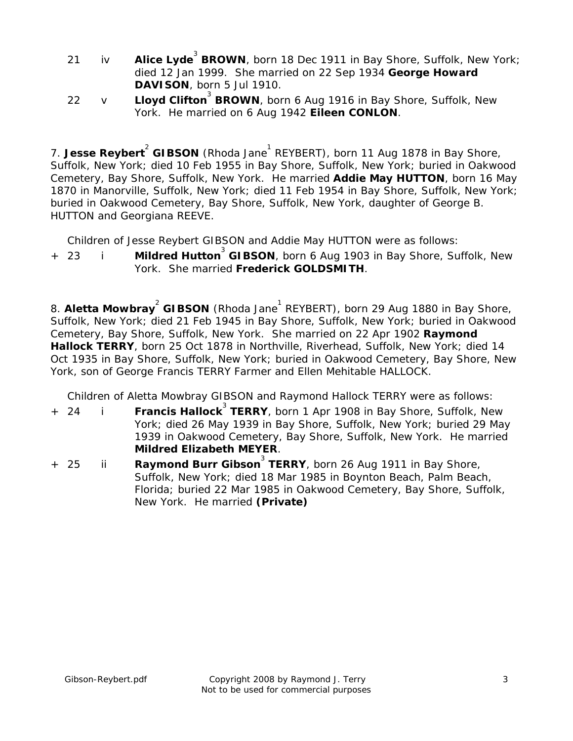21 iv **Alice Lyde**[3] **BROWN**, born 18 Dec 1911 in Bay Shore, Suffolk, New York; died 12 Jan 1999. She married on 22 Sep 1934 **George Howard DAVISON**, born 5 Jul 1910.

22 v **Lloyd Clifton**[3] **BROWN**, born 6 Aug 1916 in Bay Shore, Suffolk, New York. He married on 6 Aug 1942 **Eileen CONLON**.

7. **Jesse Reybert**[2] **GIBSON** (Rhoda Jane[1] REYBERT), born 11 Aug 1878 in Bay Shore, Suffolk, New York; died 10 Feb 1955 in Bay Shore, Suffolk, New York; buried in Oakwood Cemetery, Bay Shore, Suffolk, New York. He married **Addie May HUTTON**, born 16 May 1870 in Manorville, Suffolk, New York; died 11 Feb 1954 in Bay Shore, Suffolk, New York; buried in Oakwood Cemetery, Bay Shore, Suffolk, New York, daughter of George B. HUTTON and Georgiana REEVE.

Children of Jesse Reybert GIBSON and Addie May HUTTON were as follows:

\+ 23 i **Mildred Hutton**[3] **GIBSON**, born 6 Aug 1903 in Bay Shore, Suffolk, New York. She married **Frederick GOLDSMITH**.

8. **Aletta Mowbray**[2] **GIBSON** (Rhoda Jane[1] REYBERT), born 29 Aug 1880 in Bay Shore, Suffolk, New York; died 21 Feb 1945 in Bay Shore, Suffolk, New York; buried in Oakwood Cemetery, Bay Shore, Suffolk, New York. She married on 22 Apr 1902 **Raymond Hallock TERRY**, born 25 Oct 1878 in Northville, Riverhead, Suffolk, New York; died 14 Oct 1935 in Bay Shore, Suffolk, New York; buried in Oakwood Cemetery, Bay Shore, New York, son of George Francis TERRY Farmer and Ellen Mehitable HALLOCK.

Children of Aletta Mowbray GIBSON and Raymond Hallock TERRY were as follows:

\+ 24 i **Francis Hallock**[3] **TERRY**, born 1 Apr 1908 in Bay Shore, Suffolk, New York; died 26 May 1939 in Bay Shore, Suffolk, New York; buried 29 May 1939 in Oakwood Cemetery, Bay Shore, Suffolk, New York. He married **Mildred Elizabeth MEYER**.

\+ 25 ii **Raymond Burr Gibson**[3] **TERRY**, born 26 Aug 1911 in Bay Shore, Suffolk, New York; died 18 Mar 1985 in Boynton Beach, Palm Beach, Florida; buried 22 Mar 1985 in Oakwood Cemetery, Bay Shore, Suffolk, New York. He married **(Private)**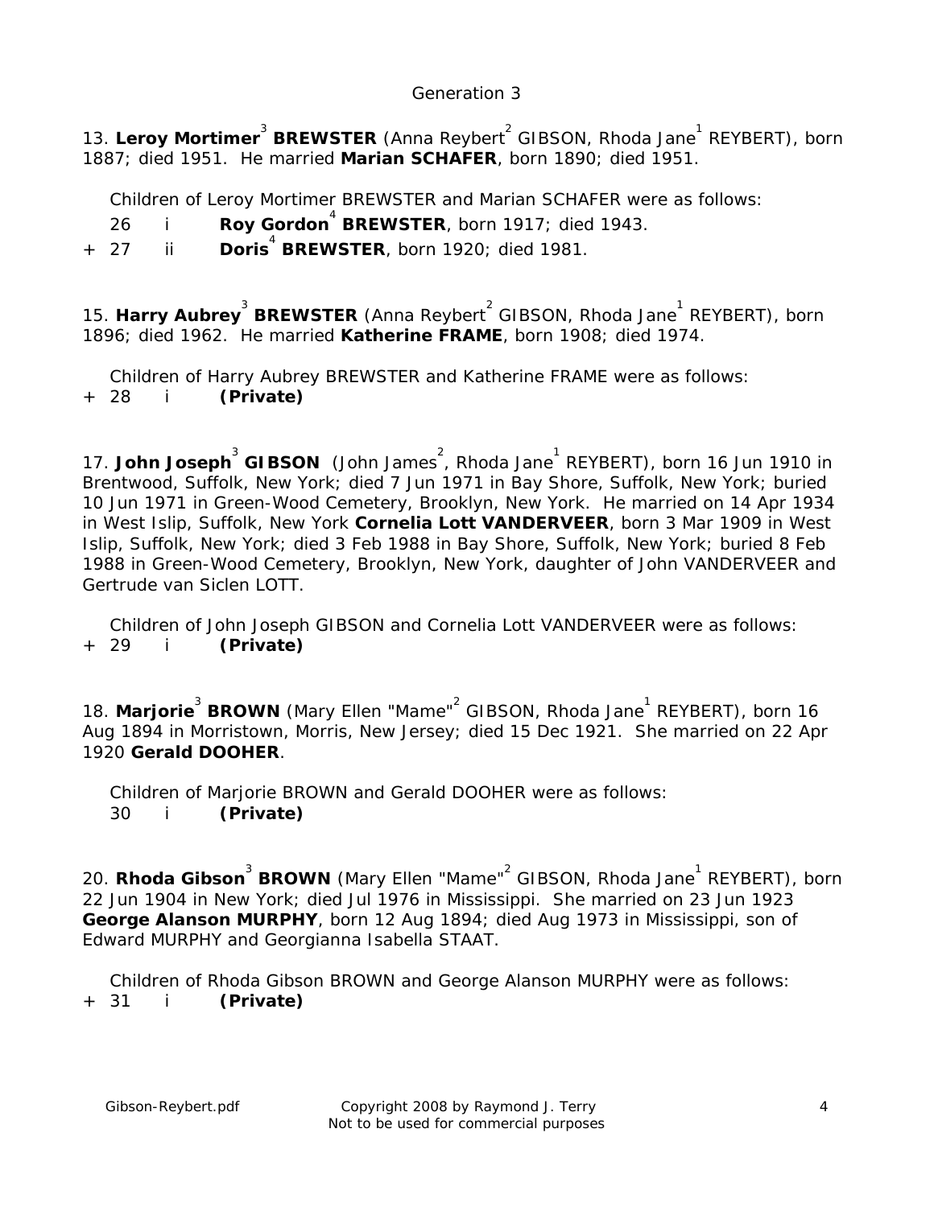## Generation 3

13. **Leroy Mortimer**[3] **BREWSTER** (Anna Reybert[2] GIBSON, Rhoda Jane[1] REYBERT), born 1887; died 1951. He married **Marian SCHAFER**, born 1890; died 1951.

Children of Leroy Mortimer BREWSTER and Marian SCHAFER were as follows:

26 i **Roy Gordon**[4] **BREWSTER**, born 1917; died 1943.

\+ 27 ii **Doris**[4] **BREWSTER**, born 1920; died 1981.

15. **Harry Aubrey**[3] **BREWSTER** (Anna Reybert[2] GIBSON, Rhoda Jane[1] REYBERT), born 1896; died 1962. He married **Katherine FRAME**, born 1908; died 1974.

Children of Harry Aubrey BREWSTER and Katherine FRAME were as follows:

\+ 28 i **(Private)**

17. **John Joseph**[3] **GIBSON** (John James[2], Rhoda Jane[1] REYBERT), born 16 Jun 1910 in Brentwood, Suffolk, New York; died 7 Jun 1971 in Bay Shore, Suffolk, New York; buried 10 Jun 1971 in Green-Wood Cemetery, Brooklyn, New York. He married on 14 Apr 1934 in West Islip, Suffolk, New York **Cornelia Lott VANDERVEER**, born 3 Mar 1909 in West Islip, Suffolk, New York; died 3 Feb 1988 in Bay Shore, Suffolk, New York; buried 8 Feb 1988 in Green-Wood Cemetery, Brooklyn, New York, daughter of John VANDERVEER and Gertrude van Siclen LOTT.

Children of John Joseph GIBSON and Cornelia Lott VANDERVEER were as follows:

\+ 29 i **(Private)**

18. **Marjorie**[3] **BROWN** (Mary Ellen "Mame"[2] GIBSON, Rhoda Jane[1] REYBERT), born 16 Aug 1894 in Morristown, Morris, New Jersey; died 15 Dec 1921. She married on 22 Apr 1920 **Gerald DOOHER**.

Children of Marjorie BROWN and Gerald DOOHER were as follows:

30 i **(Private)**

20. **Rhoda Gibson**[3] **BROWN** (Mary Ellen "Mame"[2] GIBSON, Rhoda Jane[1] REYBERT), born 22 Jun 1904 in New York; died Jul 1976 in Mississippi. She married on 23 Jun 1923 **George Alanson MURPHY**, born 12 Aug 1894; died Aug 1973 in Mississippi, son of Edward MURPHY and Georgianna Isabella STAAT.

Children of Rhoda Gibson BROWN and George Alanson MURPHY were as follows:

\+ 31 i **(Private)**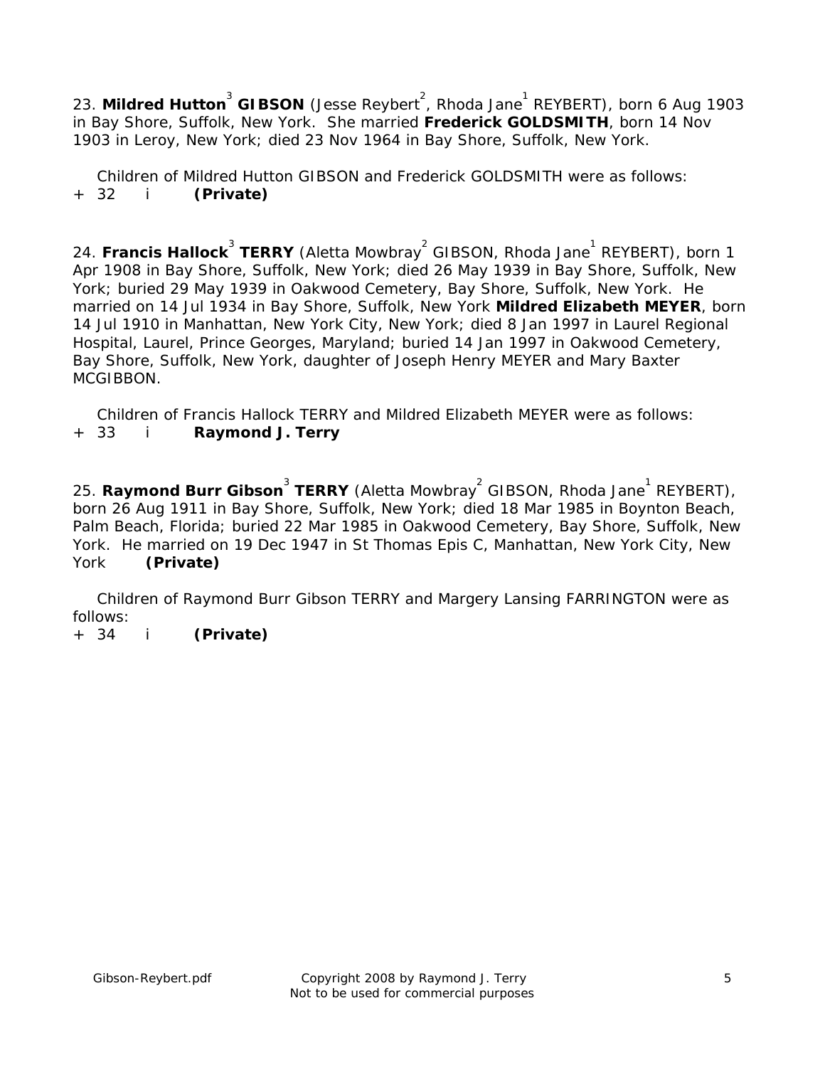23. **Mildred Hutton**[3] **GIBSON** (Jesse Reybert[2], Rhoda Jane[1] REYBERT), born 6 Aug 1903 in Bay Shore, Suffolk, New York. She married **Frederick GOLDSMITH**, born 14 Nov 1903 in Leroy, New York; died 23 Nov 1964 in Bay Shore, Suffolk, New York.

Children of Mildred Hutton GIBSON and Frederick GOLDSMITH were as follows:

\+ 32 i **(Private)**

24. **Francis Hallock**[3] **TERRY** (Aletta Mowbray[2] GIBSON, Rhoda Jane[1] REYBERT), born 1 Apr 1908 in Bay Shore, Suffolk, New York; died 26 May 1939 in Bay Shore, Suffolk, New York; buried 29 May 1939 in Oakwood Cemetery, Bay Shore, Suffolk, New York. He married on 14 Jul 1934 in Bay Shore, Suffolk, New York **Mildred Elizabeth MEYER**, born 14 Jul 1910 in Manhattan, New York City, New York; died 8 Jan 1997 in Laurel Regional Hospital, Laurel, Prince Georges, Maryland; buried 14 Jan 1997 in Oakwood Cemetery, Bay Shore, Suffolk, New York, daughter of Joseph Henry MEYER and Mary Baxter MCGIBBON.

Children of Francis Hallock TERRY and Mildred Elizabeth MEYER were as follows:

\+ 33 i **Raymond J. Terry**

25. **Raymond Burr Gibson**[3] **TERRY** (Aletta Mowbray[2] GIBSON, Rhoda Jane[1] REYBERT), born 26 Aug 1911 in Bay Shore, Suffolk, New York; died 18 Mar 1985 in Boynton Beach, Palm Beach, Florida; buried 22 Mar 1985 in Oakwood Cemetery, Bay Shore, Suffolk, New York. He married on 19 Dec 1947 in St Thomas Epis C, Manhattan, New York City, New York **(Private)**

Children of Raymond Burr Gibson TERRY and Margery Lansing FARRINGTON were as follows:

\+ 34 i **(Private)**